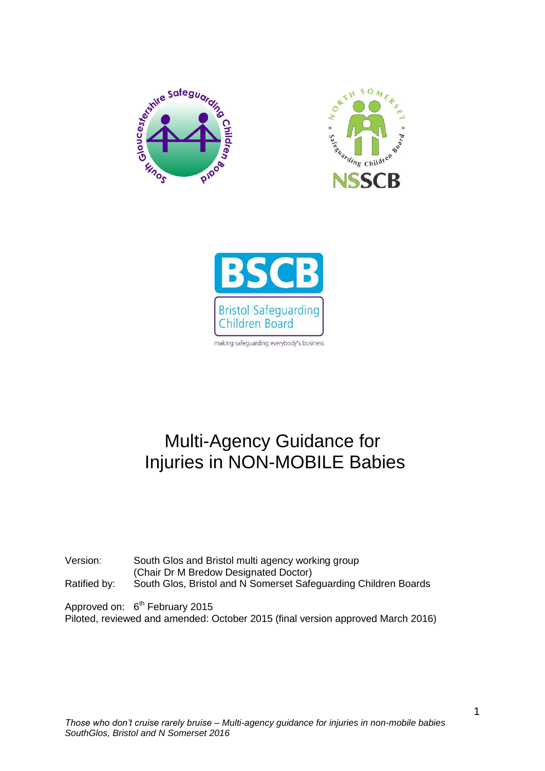# Multi-Agency Guidance for Injuries in NON-MOBILE Babies

Version: South Glos and Bristol multi agency working group (Chair Dr M Bredow Designated Doctor)

Ratified by: South Glos, Bristol and N Somerset Safeguarding Children Boards

Approved on: 6th February 2015

Piloted, reviewed and amended: October 2015 (final version approved March 2016)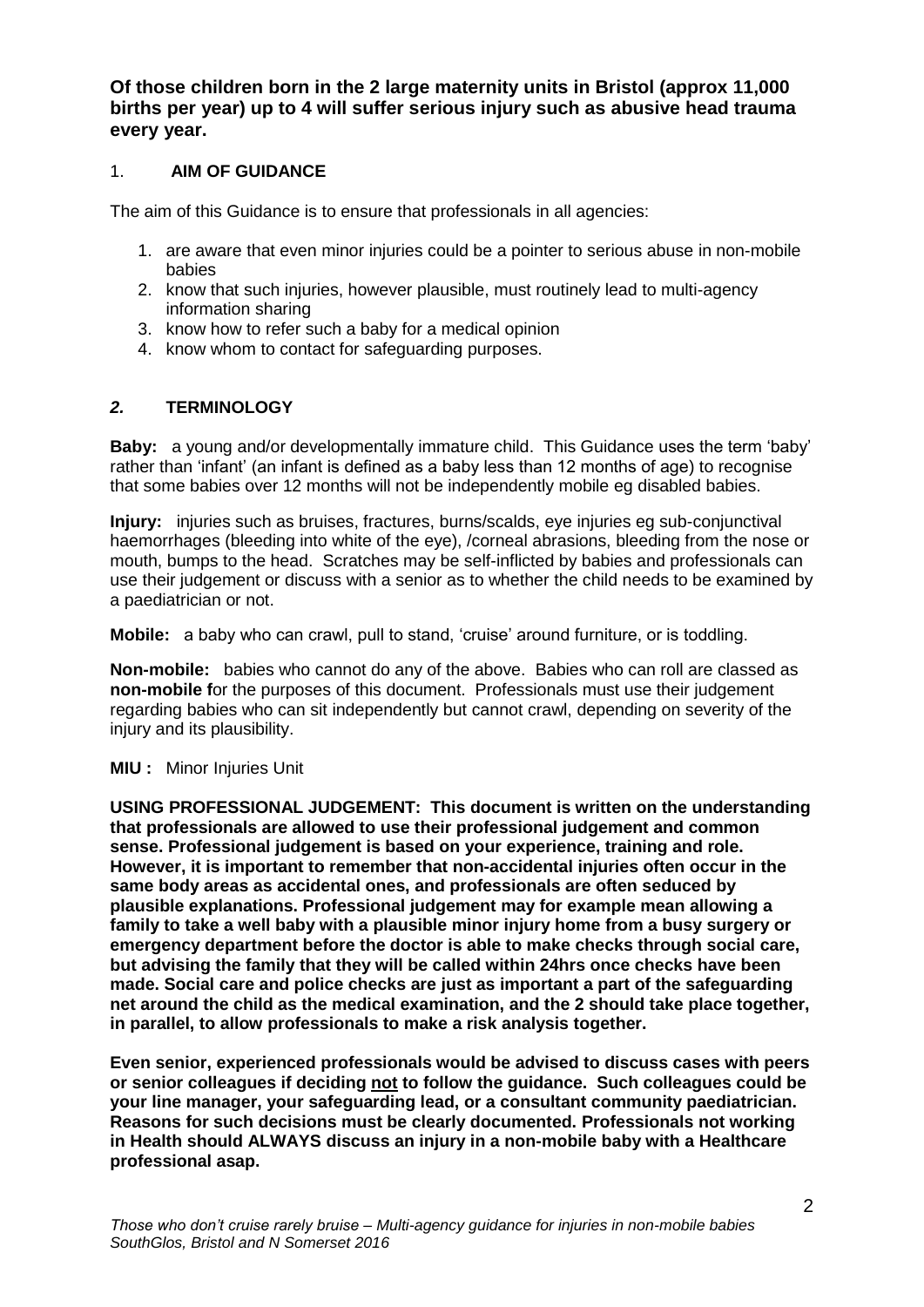**Of those children born in the 2 large maternity units in Bristol (approx 11,000 births per year) up to 4 will suffer serious injury such as abusive head trauma every year.**

## 1. AIM OF GUIDANCE

The aim of this Guidance is to ensure that professionals in all agencies:

1. are aware that even minor injuries could be a pointer to serious abuse in non-mobile babies
2. know that such injuries, however plausible, must routinely lead to multi-agency information sharing
3. know how to refer such a baby for a medical opinion
4. know whom to contact for safeguarding purposes.

## *2.* TERMINOLOGY

**Baby:** a young and/or developmentally immature child. This Guidance uses the term 'baby' rather than 'infant' (an infant is defined as a baby less than 12 months of age) to recognise that some babies over 12 months will not be independently mobile eg disabled babies.

**Injury:** injuries such as bruises, fractures, burns/scalds, eye injuries eg sub-conjunctival haemorrhages (bleeding into white of the eye), /corneal abrasions, bleeding from the nose or mouth, bumps to the head. Scratches may be self-inflicted by babies and professionals can use their judgement or discuss with a senior as to whether the child needs to be examined by a paediatrician or not.

**Mobile:** a baby who can crawl, pull to stand, 'cruise' around furniture, or is toddling.

**Non-mobile:** babies who cannot do any of the above. Babies who can roll are classed as **non-mobile f**or the purposes of this document. Professionals must use their judgement regarding babies who can sit independently but cannot crawl, depending on severity of the injury and its plausibility.

**MIU :** Minor Injuries Unit

**USING PROFESSIONAL JUDGEMENT: This document is written on the understanding that professionals are allowed to use their professional judgement and common sense. Professional judgement is based on your experience, training and role. However, it is important to remember that non-accidental injuries often occur in the same body areas as accidental ones, and professionals are often seduced by plausible explanations. Professional judgement may for example mean allowing a family to take a well baby with a plausible minor injury home from a busy surgery or emergency department before the doctor is able to make checks through social care, but advising the family that they will be called within 24hrs once checks have been made. Social care and police checks are just as important a part of the safeguarding net around the child as the medical examination, and the 2 should take place together, in parallel, to allow professionals to make a risk analysis together.**

**Even senior, experienced professionals would be advised to discuss cases with peers or senior colleagues if deciding <u>not</u> to follow the guidance. Such colleagues could be your line manager, your safeguarding lead, or a consultant community paediatrician. Reasons for such decisions must be clearly documented. Professionals not working in Health should ALWAYS discuss an injury in a non-mobile baby with a Healthcare professional asap.**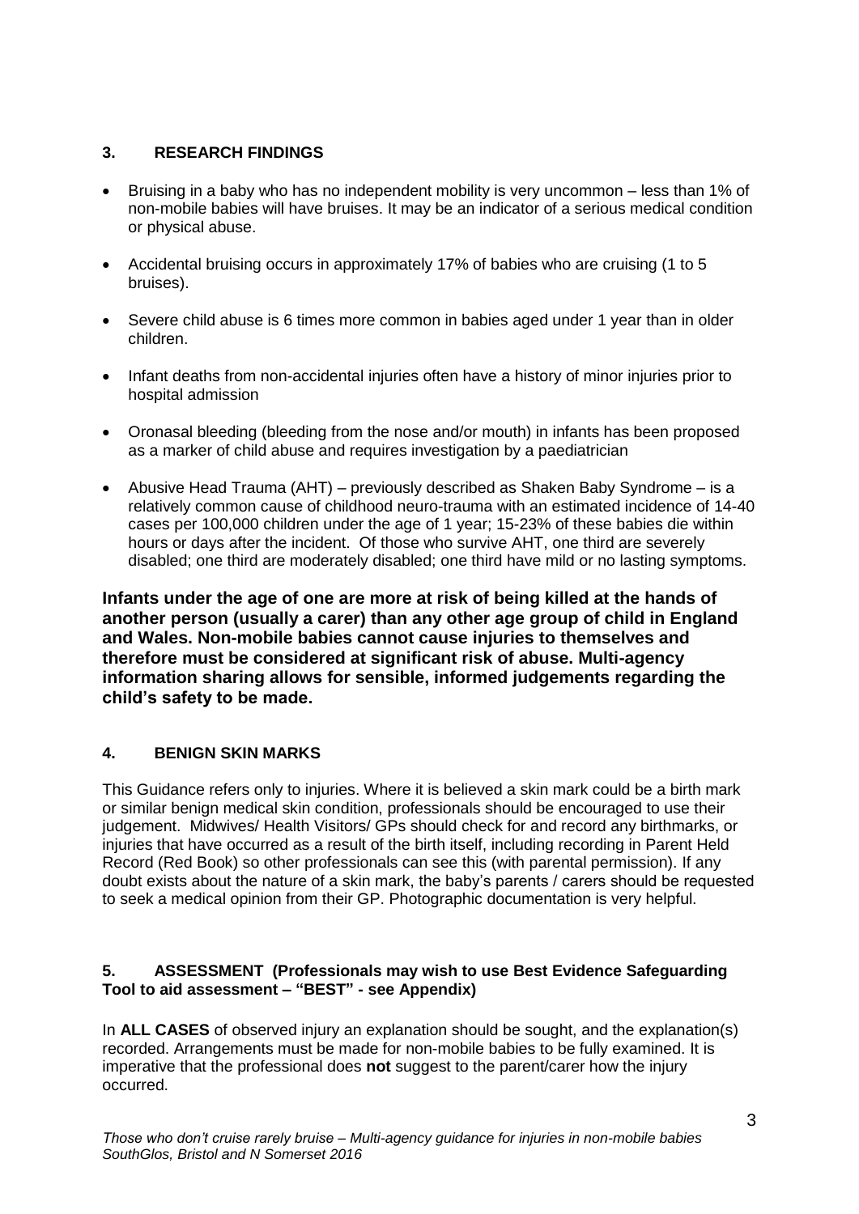## 3. RESEARCH FINDINGS

- Bruising in a baby who has no independent mobility is very uncommon – less than 1% of non-mobile babies will have bruises. It may be an indicator of a serious medical condition or physical abuse.
- Accidental bruising occurs in approximately 17% of babies who are cruising (1 to 5 bruises).
- Severe child abuse is 6 times more common in babies aged under 1 year than in older children.
- Infant deaths from non-accidental injuries often have a history of minor injuries prior to hospital admission
- Oronasal bleeding (bleeding from the nose and/or mouth) in infants has been proposed as a marker of child abuse and requires investigation by a paediatrician
- Abusive Head Trauma (AHT) – previously described as Shaken Baby Syndrome – is a relatively common cause of childhood neuro-trauma with an estimated incidence of 14-40 cases per 100,000 children under the age of 1 year; 15-23% of these babies die within hours or days after the incident. Of those who survive AHT, one third are severely disabled; one third are moderately disabled; one third have mild or no lasting symptoms.

**Infants under the age of one are more at risk of being killed at the hands of another person (usually a carer) than any other age group of child in England and Wales. Non-mobile babies cannot cause injuries to themselves and therefore must be considered at significant risk of abuse. Multi-agency information sharing allows for sensible, informed judgements regarding the child's safety to be made.**

## 4. BENIGN SKIN MARKS

This Guidance refers only to injuries. Where it is believed a skin mark could be a birth mark or similar benign medical skin condition, professionals should be encouraged to use their judgement. Midwives/ Health Visitors/ GPs should check for and record any birthmarks, or injuries that have occurred as a result of the birth itself, including recording in Parent Held Record (Red Book) so other professionals can see this (with parental permission). If any doubt exists about the nature of a skin mark, the baby's parents / carers should be requested to seek a medical opinion from their GP. Photographic documentation is very helpful.

## 5. ASSESSMENT (Professionals may wish to use Best Evidence Safeguarding Tool to aid assessment – "BEST" - see Appendix)

In **ALL CASES** of observed injury an explanation should be sought, and the explanation(s) recorded. Arrangements must be made for non-mobile babies to be fully examined. It is imperative that the professional does **not** suggest to the parent/carer how the injury occurred.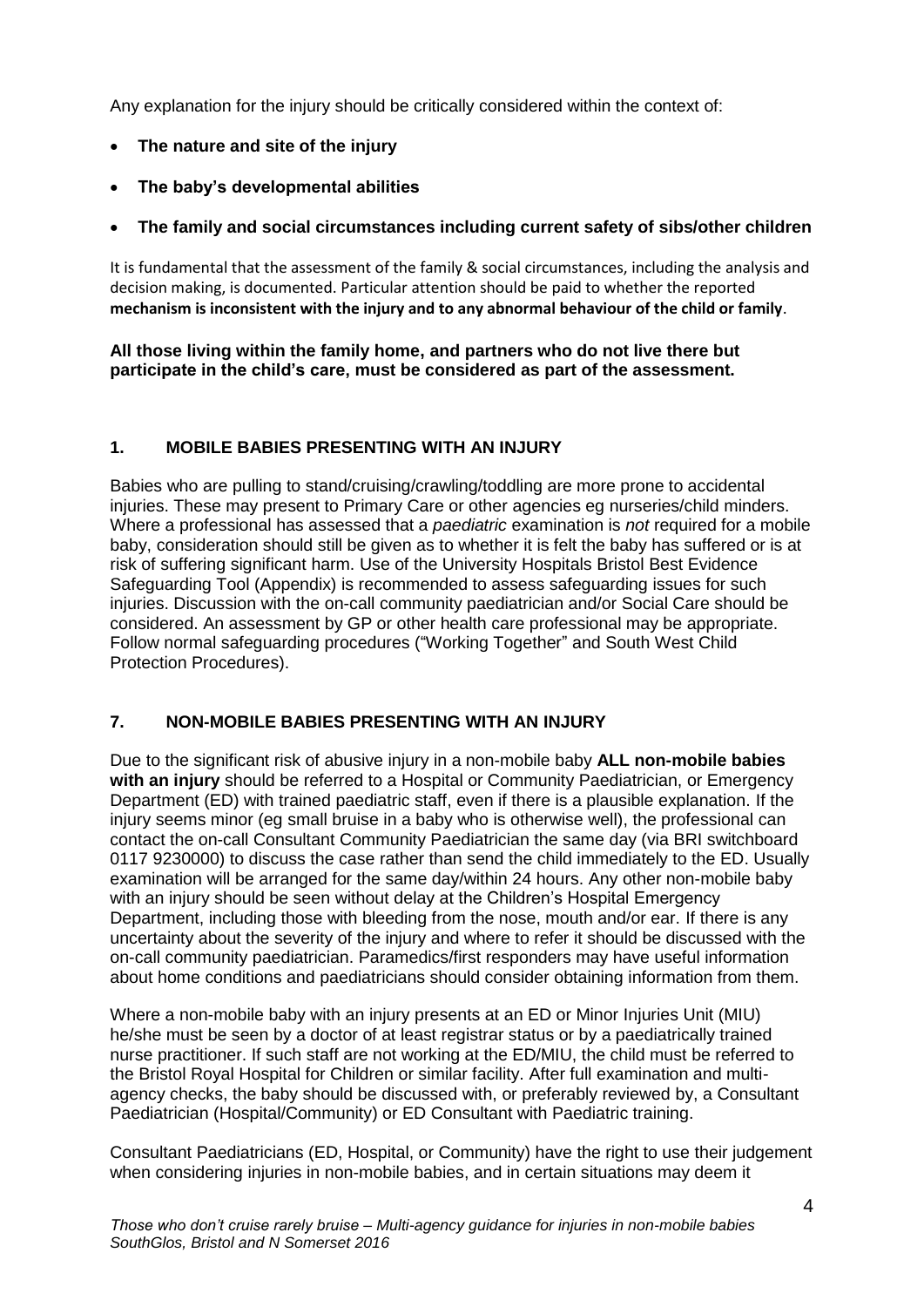Any explanation for the injury should be critically considered within the context of:

- **The nature and site of the injury**
- **The baby's developmental abilities**
- **The family and social circumstances including current safety of sibs/other children**

It is fundamental that the assessment of the family & social circumstances, including the analysis and decision making, is documented. Particular attention should be paid to whether the reported **mechanism is inconsistent with the injury and to any abnormal behaviour of the child or family**.

**All those living within the family home, and partners who do not live there but participate in the child's care, must be considered as part of the assessment.**

## 1. MOBILE BABIES PRESENTING WITH AN INJURY

Babies who are pulling to stand/cruising/crawling/toddling are more prone to accidental injuries. These may present to Primary Care or other agencies eg nurseries/child minders. Where a professional has assessed that a *paediatric* examination is *not* required for a mobile baby, consideration should still be given as to whether it is felt the baby has suffered or is at risk of suffering significant harm. Use of the University Hospitals Bristol Best Evidence Safeguarding Tool (Appendix) is recommended to assess safeguarding issues for such injuries. Discussion with the on-call community paediatrician and/or Social Care should be considered. An assessment by GP or other health care professional may be appropriate. Follow normal safeguarding procedures ("Working Together" and South West Child Protection Procedures).

## 7. NON-MOBILE BABIES PRESENTING WITH AN INJURY

Due to the significant risk of abusive injury in a non-mobile baby **ALL non-mobile babies with an injury** should be referred to a Hospital or Community Paediatrician, or Emergency Department (ED) with trained paediatric staff, even if there is a plausible explanation. If the injury seems minor (eg small bruise in a baby who is otherwise well), the professional can contact the on-call Consultant Community Paediatrician the same day (via BRI switchboard 0117 9230000) to discuss the case rather than send the child immediately to the ED. Usually examination will be arranged for the same day/within 24 hours. Any other non-mobile baby with an injury should be seen without delay at the Children's Hospital Emergency Department, including those with bleeding from the nose, mouth and/or ear. If there is any uncertainty about the severity of the injury and where to refer it should be discussed with the on-call community paediatrician. Paramedics/first responders may have useful information about home conditions and paediatricians should consider obtaining information from them.

Where a non-mobile baby with an injury presents at an ED or Minor Injuries Unit (MIU) he/she must be seen by a doctor of at least registrar status or by a paediatrically trained nurse practitioner. If such staff are not working at the ED/MIU, the child must be referred to the Bristol Royal Hospital for Children or similar facility. After full examination and multi-agency checks, the baby should be discussed with, or preferably reviewed by, a Consultant Paediatrician (Hospital/Community) or ED Consultant with Paediatric training.

Consultant Paediatricians (ED, Hospital, or Community) have the right to use their judgement when considering injuries in non-mobile babies, and in certain situations may deem it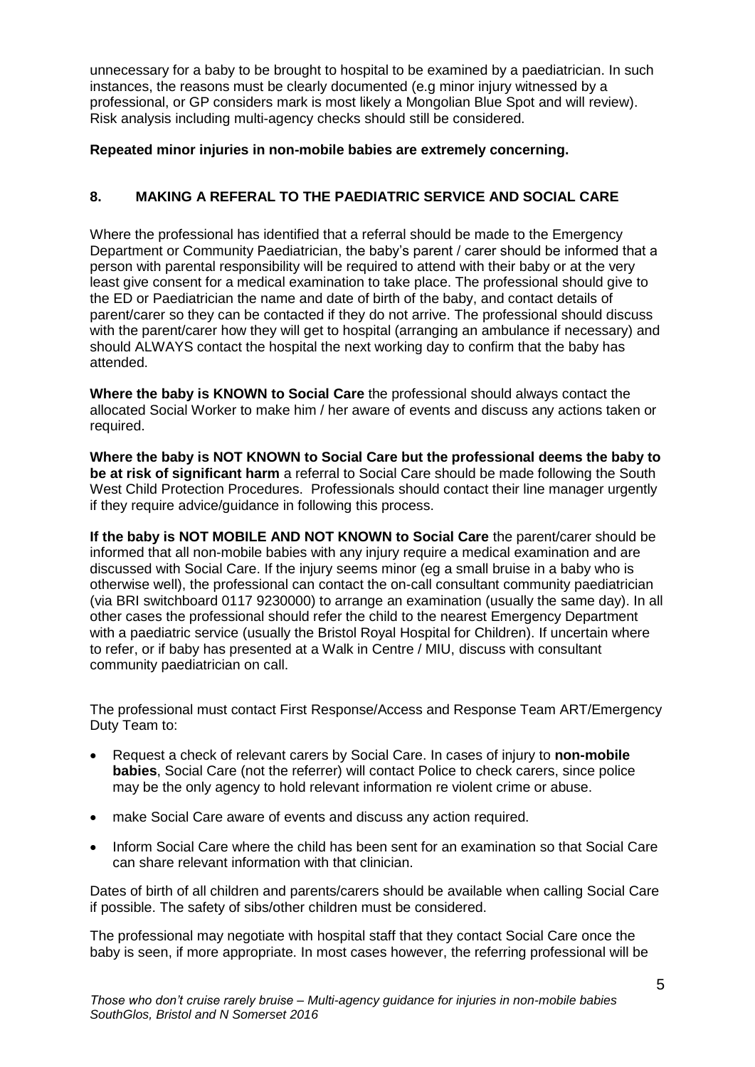unnecessary for a baby to be brought to hospital to be examined by a paediatrician. In such instances, the reasons must be clearly documented (e.g minor injury witnessed by a professional, or GP considers mark is most likely a Mongolian Blue Spot and will review). Risk analysis including multi-agency checks should still be considered.

**Repeated minor injuries in non-mobile babies are extremely concerning.**

## 8. MAKING A REFERAL TO THE PAEDIATRIC SERVICE AND SOCIAL CARE

Where the professional has identified that a referral should be made to the Emergency Department or Community Paediatrician, the baby's parent / carer should be informed that a person with parental responsibility will be required to attend with their baby or at the very least give consent for a medical examination to take place. The professional should give to the ED or Paediatrician the name and date of birth of the baby, and contact details of parent/carer so they can be contacted if they do not arrive. The professional should discuss with the parent/carer how they will get to hospital (arranging an ambulance if necessary) and should ALWAYS contact the hospital the next working day to confirm that the baby has attended.

**Where the baby is KNOWN to Social Care** the professional should always contact the allocated Social Worker to make him / her aware of events and discuss any actions taken or required.

**Where the baby is NOT KNOWN to Social Care but the professional deems the baby to be at risk of significant harm** a referral to Social Care should be made following the South West Child Protection Procedures. Professionals should contact their line manager urgently if they require advice/guidance in following this process.

**If the baby is NOT MOBILE AND NOT KNOWN to Social Care** the parent/carer should be informed that all non-mobile babies with any injury require a medical examination and are discussed with Social Care. If the injury seems minor (eg a small bruise in a baby who is otherwise well), the professional can contact the on-call consultant community paediatrician (via BRI switchboard 0117 9230000) to arrange an examination (usually the same day). In all other cases the professional should refer the child to the nearest Emergency Department with a paediatric service (usually the Bristol Royal Hospital for Children). If uncertain where to refer, or if baby has presented at a Walk in Centre / MIU, discuss with consultant community paediatrician on call.

The professional must contact First Response/Access and Response Team ART/Emergency Duty Team to:

- Request a check of relevant carers by Social Care. In cases of injury to **non-mobile babies**, Social Care (not the referrer) will contact Police to check carers, since police may be the only agency to hold relevant information re violent crime or abuse.
- make Social Care aware of events and discuss any action required.
- Inform Social Care where the child has been sent for an examination so that Social Care can share relevant information with that clinician.

Dates of birth of all children and parents/carers should be available when calling Social Care if possible. The safety of sibs/other children must be considered.

The professional may negotiate with hospital staff that they contact Social Care once the baby is seen, if more appropriate. In most cases however, the referring professional will be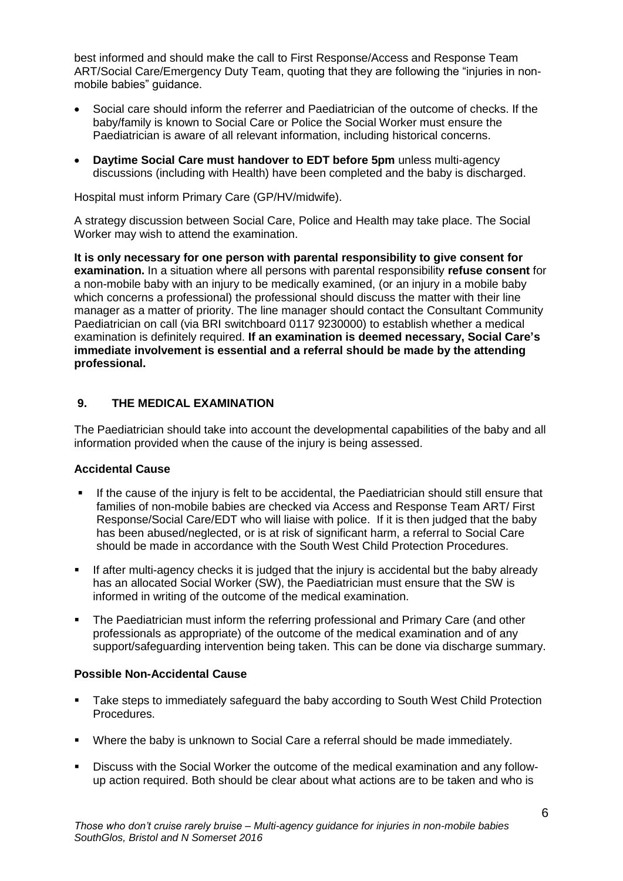best informed and should make the call to First Response/Access and Response Team ART/Social Care/Emergency Duty Team, quoting that they are following the "injuries in non-mobile babies" guidance.

- Social care should inform the referrer and Paediatrician of the outcome of checks. If the baby/family is known to Social Care or Police the Social Worker must ensure the Paediatrician is aware of all relevant information, including historical concerns.
- **Daytime Social Care must handover to EDT before 5pm** unless multi-agency discussions (including with Health) have been completed and the baby is discharged.

Hospital must inform Primary Care (GP/HV/midwife).

A strategy discussion between Social Care, Police and Health may take place. The Social Worker may wish to attend the examination.

**It is only necessary for one person with parental responsibility to give consent for examination.** In a situation where all persons with parental responsibility **refuse consent** for a non-mobile baby with an injury to be medically examined, (or an injury in a mobile baby which concerns a professional) the professional should discuss the matter with their line manager as a matter of priority. The line manager should contact the Consultant Community Paediatrician on call (via BRI switchboard 0117 9230000) to establish whether a medical examination is definitely required. **If an examination is deemed necessary, Social Care's immediate involvement is essential and a referral should be made by the attending professional.**

## 9. THE MEDICAL EXAMINATION

The Paediatrician should take into account the developmental capabilities of the baby and all information provided when the cause of the injury is being assessed.

### Accidental Cause

- If the cause of the injury is felt to be accidental, the Paediatrician should still ensure that families of non-mobile babies are checked via Access and Response Team ART/ First Response/Social Care/EDT who will liaise with police. If it is then judged that the baby has been abused/neglected, or is at risk of significant harm, a referral to Social Care should be made in accordance with the South West Child Protection Procedures.
- If after multi-agency checks it is judged that the injury is accidental but the baby already has an allocated Social Worker (SW), the Paediatrician must ensure that the SW is informed in writing of the outcome of the medical examination.
- The Paediatrician must inform the referring professional and Primary Care (and other professionals as appropriate) of the outcome of the medical examination and of any support/safeguarding intervention being taken. This can be done via discharge summary.

### Possible Non-Accidental Cause

- Take steps to immediately safeguard the baby according to South West Child Protection Procedures.
- Where the baby is unknown to Social Care a referral should be made immediately.
- Discuss with the Social Worker the outcome of the medical examination and any follow-up action required. Both should be clear about what actions are to be taken and who is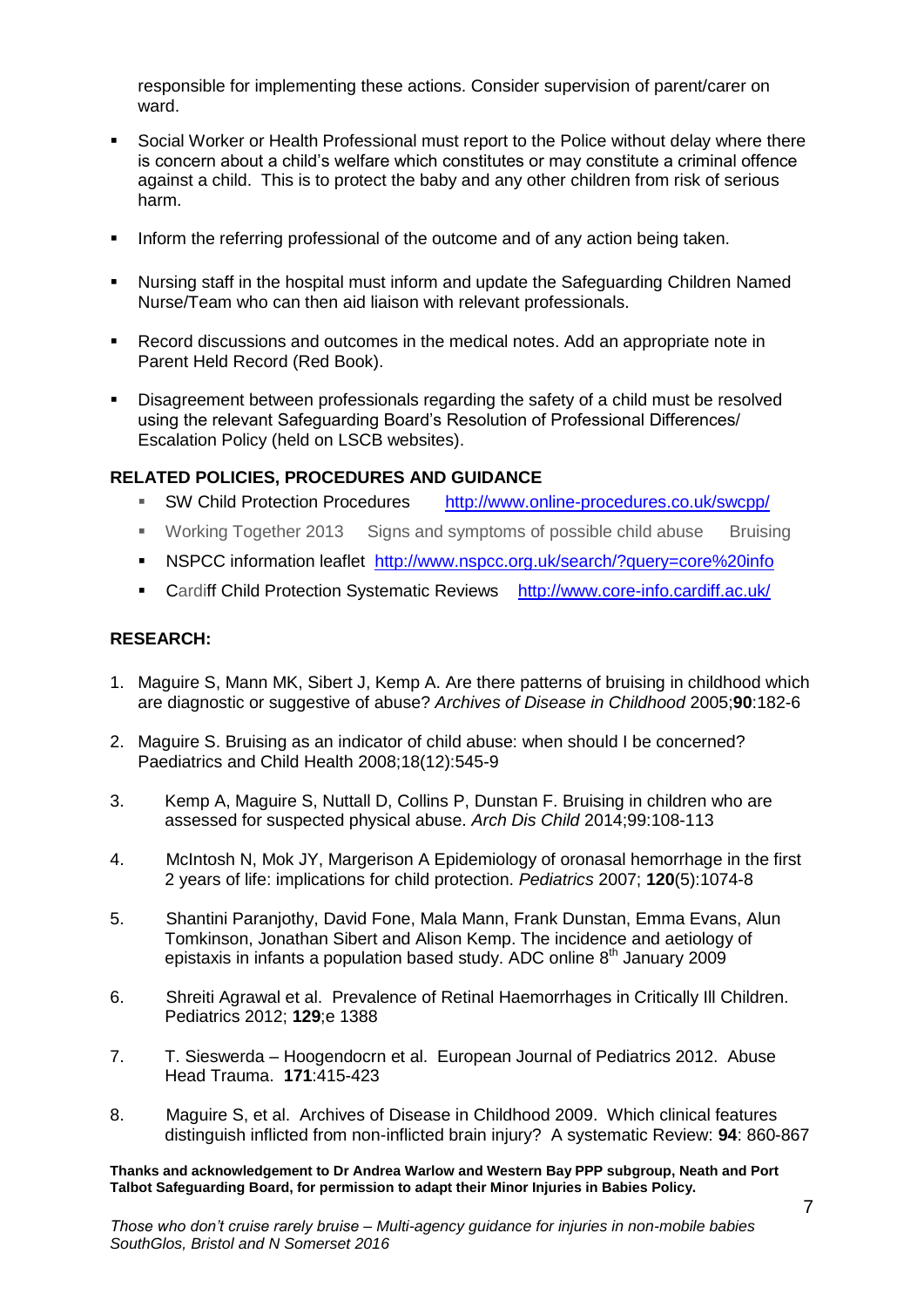responsible for implementing these actions. Consider supervision of parent/carer on ward.

- Social Worker or Health Professional must report to the Police without delay where there is concern about a child's welfare which constitutes or may constitute a criminal offence against a child. This is to protect the baby and any other children from risk of serious harm.

- Inform the referring professional of the outcome and of any action being taken.

- Nursing staff in the hospital must inform and update the Safeguarding Children Named Nurse/Team who can then aid liaison with relevant professionals.

- Record discussions and outcomes in the medical notes. Add an appropriate note in Parent Held Record (Red Book).

- Disagreement between professionals regarding the safety of a child must be resolved using the relevant Safeguarding Board's Resolution of Professional Differences/ Escalation Policy (held on LSCB websites).

**RELATED POLICIES, PROCEDURES AND GUIDANCE**

- SW Child Protection Procedures http://www.online-procedures.co.uk/swcpp/
- Working Together 2013 Signs and symptoms of possible child abuse Bruising
- NSPCC information leaflet http://www.nspcc.org.uk/search/?query=core%20info
- Cardiff Child Protection Systematic Reviews http://www.core-info.cardiff.ac.uk/

**RESEARCH:**

1. Maguire S, Mann MK, Sibert J, Kemp A. Are there patterns of bruising in childhood which are diagnostic or suggestive of abuse? *Archives of Disease in Childhood* 2005;**90**:182-6

2. Maguire S. Bruising as an indicator of child abuse: when should I be concerned? Paediatrics and Child Health 2008;18(12):545-9

3. Kemp A, Maguire S, Nuttall D, Collins P, Dunstan F. Bruising in children who are assessed for suspected physical abuse. *Arch Dis Child* 2014;99:108-113

4. McIntosh N, Mok JY, Margerison A Epidemiology of oronasal hemorrhage in the first 2 years of life: implications for child protection. *Pediatrics* 2007; **120**(5):1074-8

5. Shantini Paranjothy, David Fone, Mala Mann, Frank Dunstan, Emma Evans, Alun Tomkinson, Jonathan Sibert and Alison Kemp. The incidence and aetiology of epistaxis in infants a population based study. ADC online 8th January 2009

6. Shreiti Agrawal et al. Prevalence of Retinal Haemorrhages in Critically Ill Children. Pediatrics 2012; **129**;e 1388

7. T. Sieswerda – Hoogendocrn et al. European Journal of Pediatrics 2012. Abuse Head Trauma. **171**:415-423

8. Maguire S, et al. Archives of Disease in Childhood 2009. Which clinical features distinguish inflicted from non-inflicted brain injury? A systematic Review: **94**: 860-867

**Thanks and acknowledgement to Dr Andrea Warlow and Western Bay PPP subgroup, Neath and Port Talbot Safeguarding Board, for permission to adapt their Minor Injuries in Babies Policy.**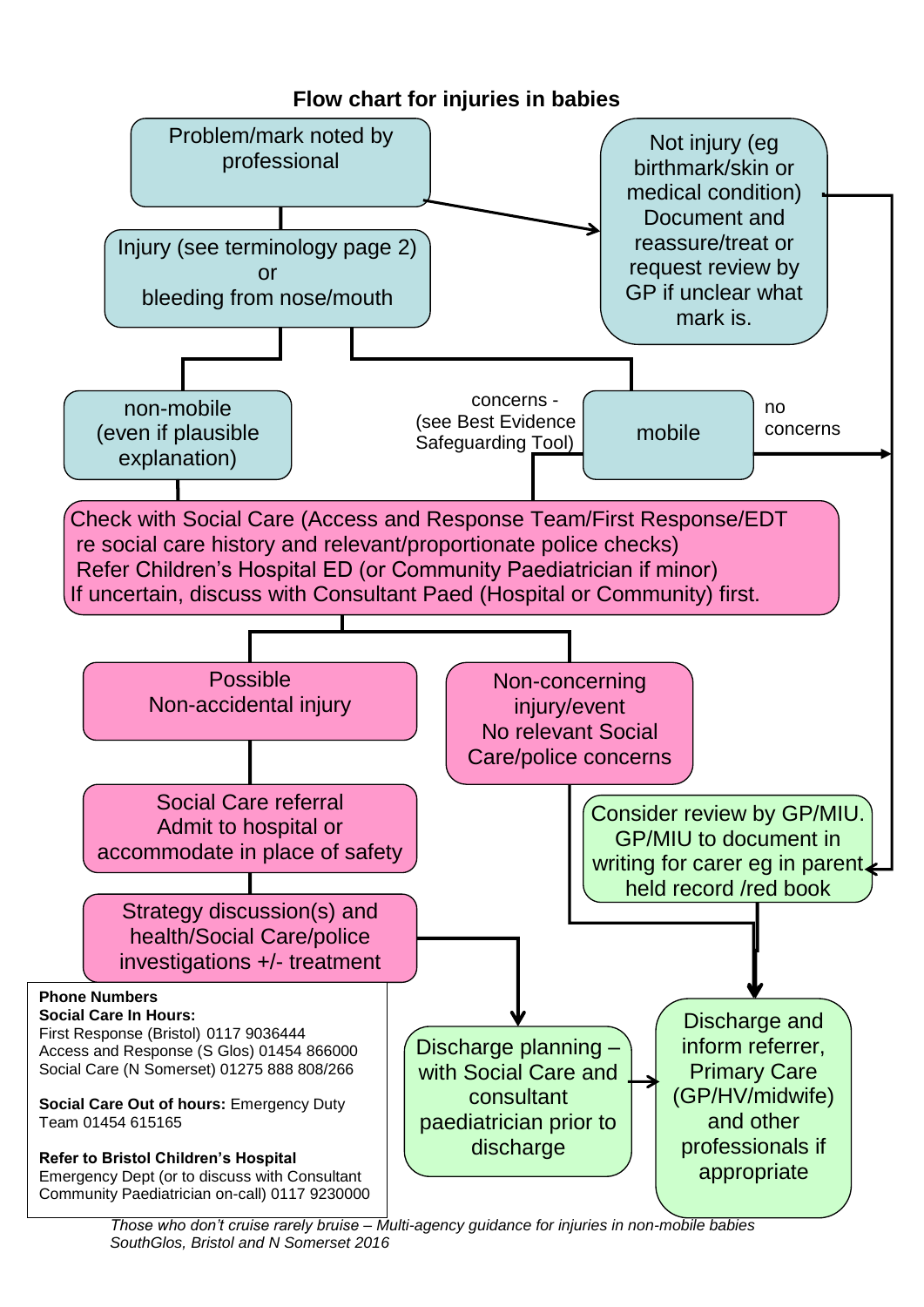## Flow chart for injuries in babies

- **Problem/mark noted by professional**
  - → **Not injury** (eg birthmark/skin or medical condition) Document and reassure/treat or request review by GP if unclear what mark is.
    - → Consider review by GP/MIU. GP/MIU to document in writing for carer eg in parent held record /red book
  - → **Injury** (see terminology page 2) or bleeding from nose/mouth
    - → **non-mobile** (even if plausible explanation)
      - → Check with Social Care (see below)
    - → **mobile**
      - concerns - (see Best Evidence Safeguarding Tool) → Check with Social Care (see below)
      - no concerns → Consider review by GP/MIU. GP/MIU to document in writing for carer eg in parent held record /red book

**Check with Social Care** (Access and Response Team/First Response/EDT re social care history and relevant/proportionate police checks)
Refer Children's Hospital ED (or Community Paediatrician if minor)
If uncertain, discuss with Consultant Paed (Hospital or Community) first.

- → **Possible Non-accidental injury**
  - → Social Care referral Admit to hospital or accommodate in place of safety
  - → Strategy discussion(s) and health/Social Care/police investigations +/- treatment
  - → Discharge planning – with Social Care and consultant paediatrician prior to discharge
  - → Discharge and inform referrer, Primary Care (GP/HV/midwife) and other professionals if appropriate
- → **Non-concerning injury/event** No relevant Social Care/police concerns
  - → Discharge and inform referrer, Primary Care (GP/HV/midwife) and other professionals if appropriate

Consider review by GP/MIU. GP/MIU to document in writing for carer eg in parent held record /red book → Discharge and inform referrer, Primary Care (GP/HV/midwife) and other professionals if appropriate

**Phone Numbers**

**Social Care In Hours:**
First Response (Bristol) 0117 9036444
Access and Response (S Glos) 01454 866000
Social Care (N Somerset) 01275 888 808/266

**Social Care Out of hours:** Emergency Duty Team 01454 615165

**Refer to Bristol Children's Hospital**
Emergency Dept (or to discuss with Consultant Community Paediatrician on-call) 0117 9230000

*Those who don't cruise rarely bruise – Multi-agency guidance for injuries in non-mobile babies SouthGlos, Bristol and N Somerset 2016*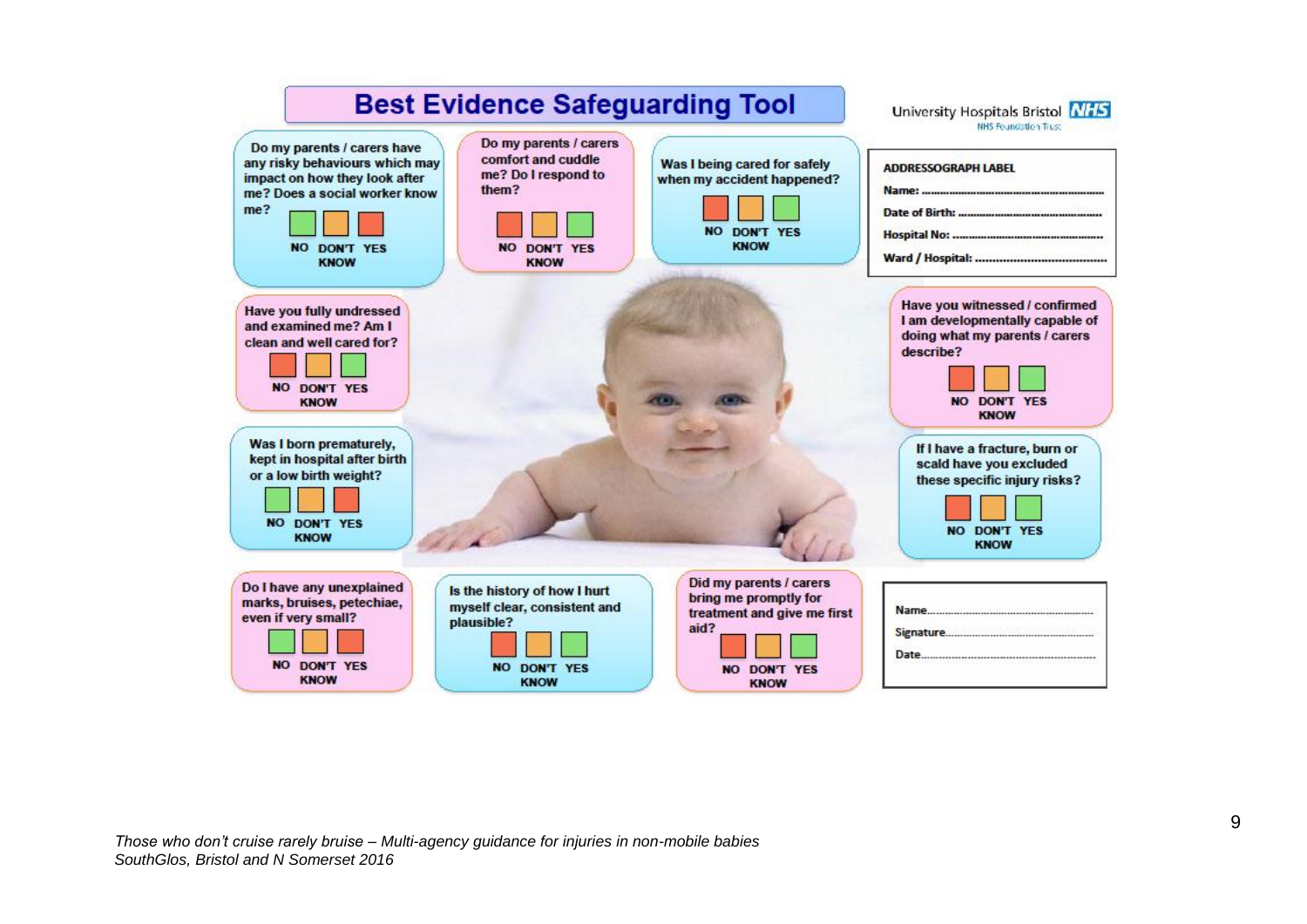# Best Evidence Safeguarding Tool

University Hospitals Bristol NHS Foundation Trust

Do my parents / carers have any risky behaviours which may impact on how they look after me? Does a social worker know me?

NO DON'T KNOW YES

Do my parents / carers comfort and cuddle me? Do I respond to them?

NO DON'T KNOW YES

Was I being cared for safely when my accident happened?

NO DON'T KNOW YES

**ADDRESSOGRAPH LABEL**

Name: ..............................

Date of Birth: ..............................

Hospital No: ..............................

Ward / Hospital: ..............................

Have you fully undressed and examined me? Am I clean and well cared for?

NO DON'T KNOW YES

Have you witnessed / confirmed I am developmentally capable of doing what my parents / carers describe?

NO DON'T KNOW YES

Was I born prematurely, kept in hospital after birth or a low birth weight?

NO DON'T KNOW YES

If I have a fracture, burn or scald have you excluded these specific injury risks?

NO DON'T KNOW YES

Do I have any unexplained marks, bruises, petechiae, even if very small?

NO DON'T KNOW YES

Is the history of how I hurt myself clear, consistent and plausible?

NO DON'T KNOW YES

Did my parents / carers bring me promptly for treatment and give me first aid?

NO DON'T KNOW YES

Name..............................

Signature..............................

Date..............................

*Those who don't cruise rarely bruise – Multi-agency guidance for injuries in non-mobile babies SouthGlos, Bristol and N Somerset 2016*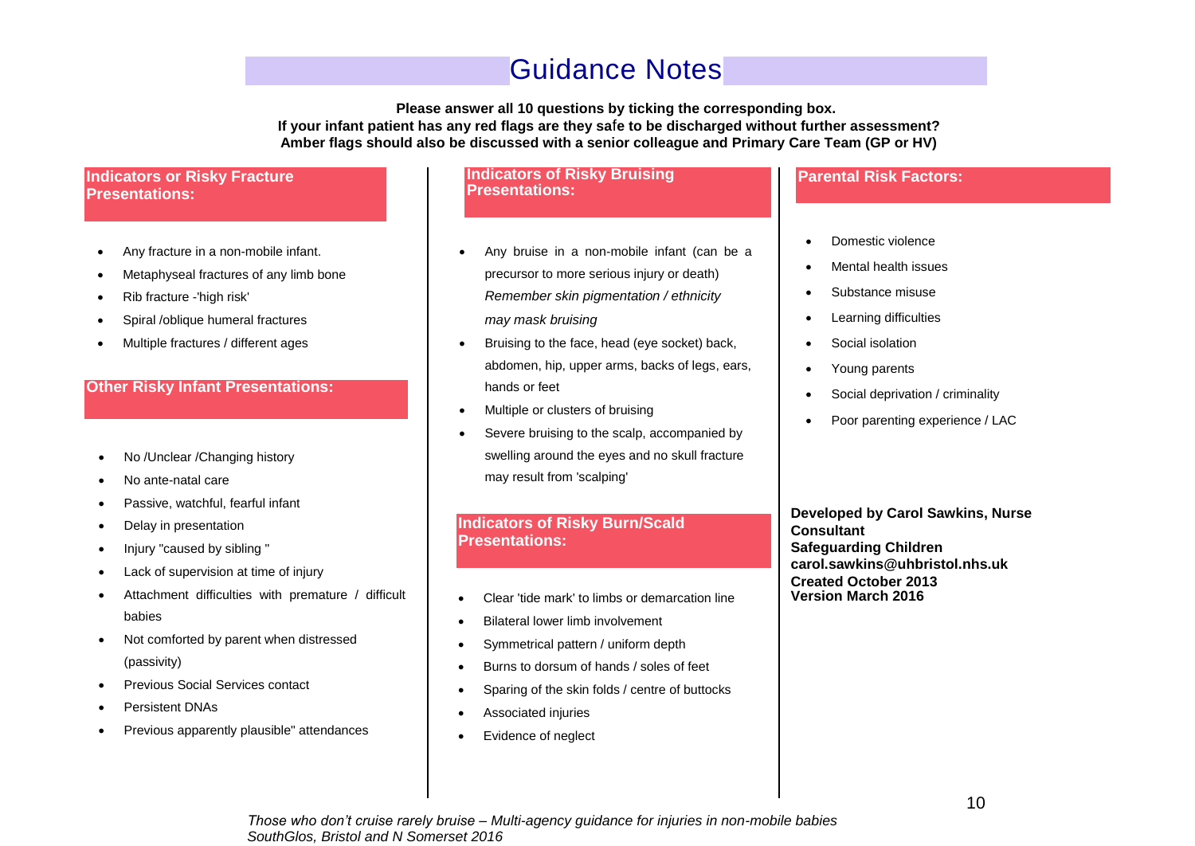# Guidance Notes

**Please answer all 10 questions by ticking the corresponding box.**
**If your infant patient has any red flags are they safe to be discharged without further assessment?**
**Amber flags should also be discussed with a senior colleague and Primary Care Team (GP or HV)**

## Indicators or Risky Fracture Presentations:

- Any fracture in a non-mobile infant.
- Metaphyseal fractures of any limb bone
- Rib fracture -'high risk'
- Spiral /oblique humeral fractures
- Multiple fractures / different ages

## Other Risky Infant Presentations:

- No /Unclear /Changing history
- No ante-natal care
- Passive, watchful, fearful infant
- Delay in presentation
- Injury "caused by sibling "
- Lack of supervision at time of injury
- Attachment difficulties with premature / difficult babies
- Not comforted by parent when distressed (passivity)
- Previous Social Services contact
- Persistent DNAs
- Previous apparently plausible" attendances

## Indicators of Risky Bruising Presentations:

- Any bruise in a non-mobile infant (can be a precursor to more serious injury or death) *Remember skin pigmentation / ethnicity may mask bruising*
- Bruising to the face, head (eye socket) back, abdomen, hip, upper arms, backs of legs, ears, hands or feet
- Multiple or clusters of bruising
- Severe bruising to the scalp, accompanied by swelling around the eyes and no skull fracture may result from 'scalping'

## Indicators of Risky Burn/Scald Presentations:

- Clear 'tide mark' to limbs or demarcation line
- Bilateral lower limb involvement
- Symmetrical pattern / uniform depth
- Burns to dorsum of hands / soles of feet
- Sparing of the skin folds / centre of buttocks
- Associated injuries
- Evidence of neglect

## Parental Risk Factors:

- Domestic violence
- Mental health issues
- Substance misuse
- Learning difficulties
- Social isolation
- Young parents
- Social deprivation / criminality
- Poor parenting experience / LAC

**Developed by Carol Sawkins, Nurse Consultant**
**Safeguarding Children**
**carol.sawkins@uhbristol.nhs.uk**
**Created October 2013**
**Version March 2016**

*Those who don't cruise rarely bruise – Multi-agency guidance for injuries in non-mobile babies SouthGlos, Bristol and N Somerset 2016*